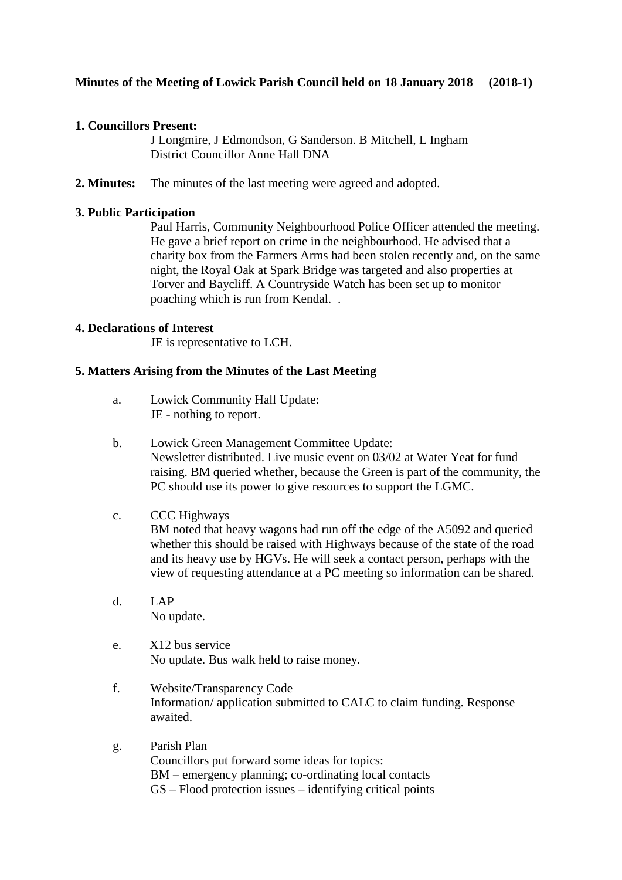**Minutes of the Meeting of Lowick Parish Council held on 18 January 2018 (2018-1)**

**1. Councillors Present:**

J Longmire, J Edmondson, G Sanderson. B Mitchell, L Ingham
District Councillor Anne Hall DNA

**2. Minutes:** The minutes of the last meeting were agreed and adopted.

**3. Public Participation**

Paul Harris, Community Neighbourhood Police Officer attended the meeting. He gave a brief report on crime in the neighbourhood. He advised that a charity box from the Farmers Arms had been stolen recently and, on the same night, the Royal Oak at Spark Bridge was targeted and also properties at Torver and Baycliff. A Countryside Watch has been set up to monitor poaching which is run from Kendal. .

**4. Declarations of Interest**

JE is representative to LCH.

**5. Matters Arising from the Minutes of the Last Meeting**

a. Lowick Community Hall Update:
JE - nothing to report.

b. Lowick Green Management Committee Update:
Newsletter distributed. Live music event on 03/02 at Water Yeat for fund raising. BM queried whether, because the Green is part of the community, the PC should use its power to give resources to support the LGMC.

c. CCC Highways
BM noted that heavy wagons had run off the edge of the A5092 and queried whether this should be raised with Highways because of the state of the road and its heavy use by HGVs. He will seek a contact person, perhaps with the view of requesting attendance at a PC meeting so information can be shared.

d. LAP
No update.

e. X12 bus service
No update. Bus walk held to raise money.

f. Website/Transparency Code
Information/ application submitted to CALC to claim funding. Response awaited.

g. Parish Plan
Councillors put forward some ideas for topics:
BM – emergency planning; co-ordinating local contacts
GS – Flood protection issues – identifying critical points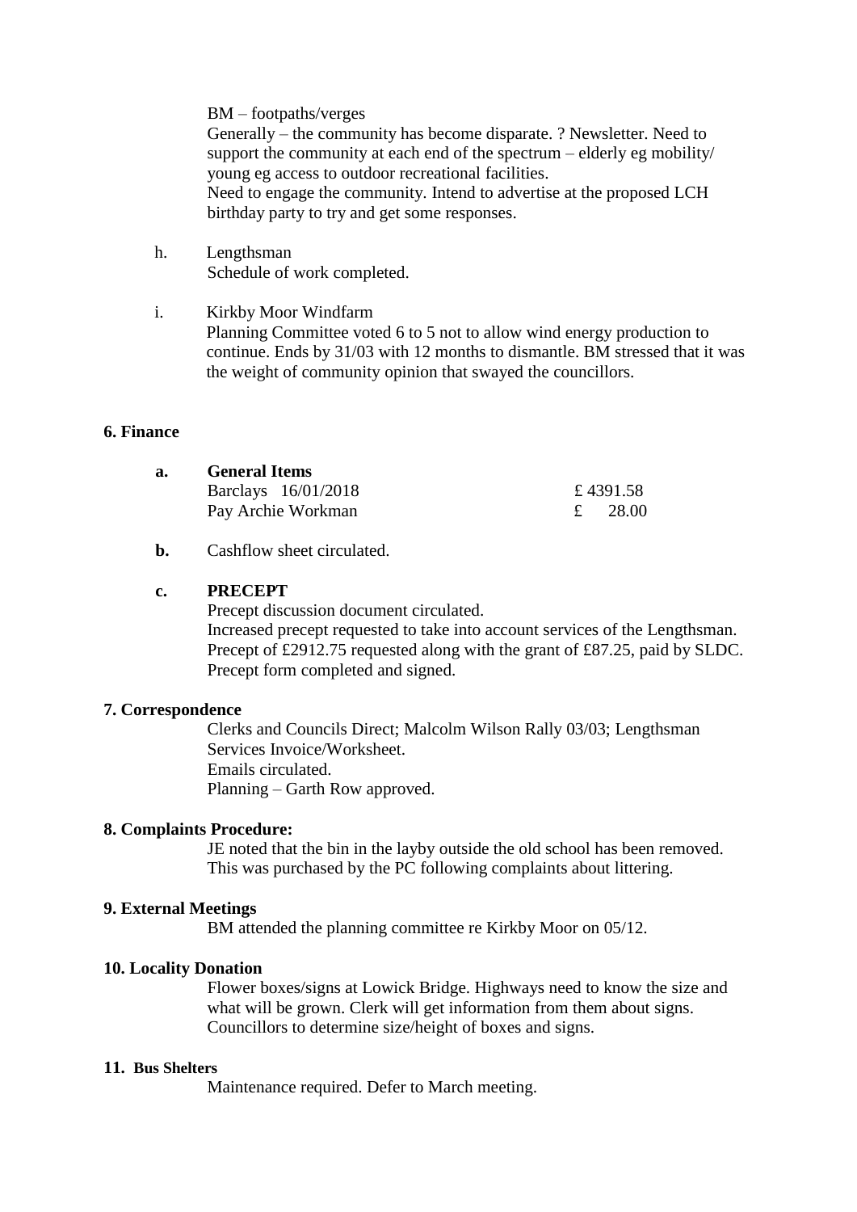BM – footpaths/verges
Generally – the community has become disparate. ? Newsletter. Need to support the community at each end of the spectrum – elderly eg mobility/ young eg access to outdoor recreational facilities.
Need to engage the community. Intend to advertise at the proposed LCH birthday party to try and get some responses.

h. Lengthsman
Schedule of work completed.

i. Kirkby Moor Windfarm
Planning Committee voted 6 to 5 not to allow wind energy production to continue. Ends by 31/03 with 12 months to dismantle. BM stressed that it was the weight of community opinion that swayed the councillors.

**6. Finance**

**a. General Items**

| | |
|---|---|
| Barclays 16/01/2018 | £ 4391.58 |
| Pay Archie Workman | £ 28.00 |

**b.** Cashflow sheet circulated.

**c. PRECEPT**
Precept discussion document circulated.
Increased precept requested to take into account services of the Lengthsman.
Precept of £2912.75 requested along with the grant of £87.25, paid by SLDC.
Precept form completed and signed.

**7. Correspondence**

Clerks and Councils Direct; Malcolm Wilson Rally 03/03; Lengthsman Services Invoice/Worksheet.
Emails circulated.
Planning – Garth Row approved.

**8. Complaints Procedure:**

JE noted that the bin in the layby outside the old school has been removed. This was purchased by the PC following complaints about littering.

**9. External Meetings**

BM attended the planning committee re Kirkby Moor on 05/12.

**10. Locality Donation**

Flower boxes/signs at Lowick Bridge. Highways need to know the size and what will be grown. Clerk will get information from them about signs. Councillors to determine size/height of boxes and signs.

**11. Bus Shelters**

Maintenance required. Defer to March meeting.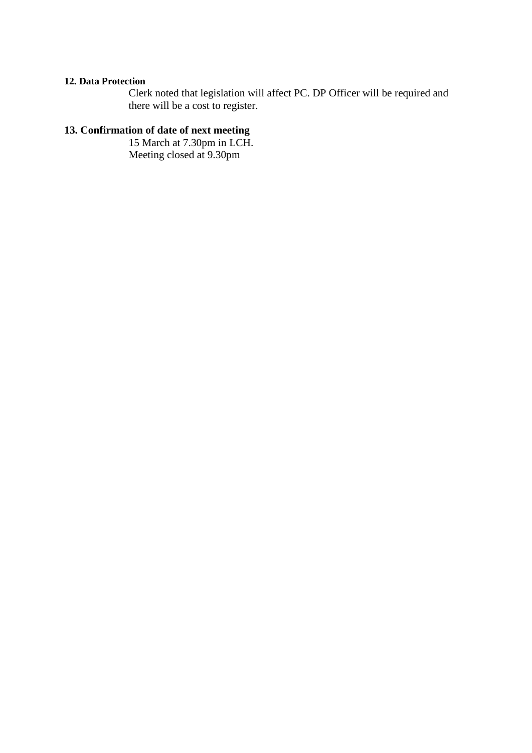**12. Data Protection**

Clerk noted that legislation will affect PC. DP Officer will be required and there will be a cost to register.

**13. Confirmation of date of next meeting**

15 March at 7.30pm in LCH.
Meeting closed at 9.30pm